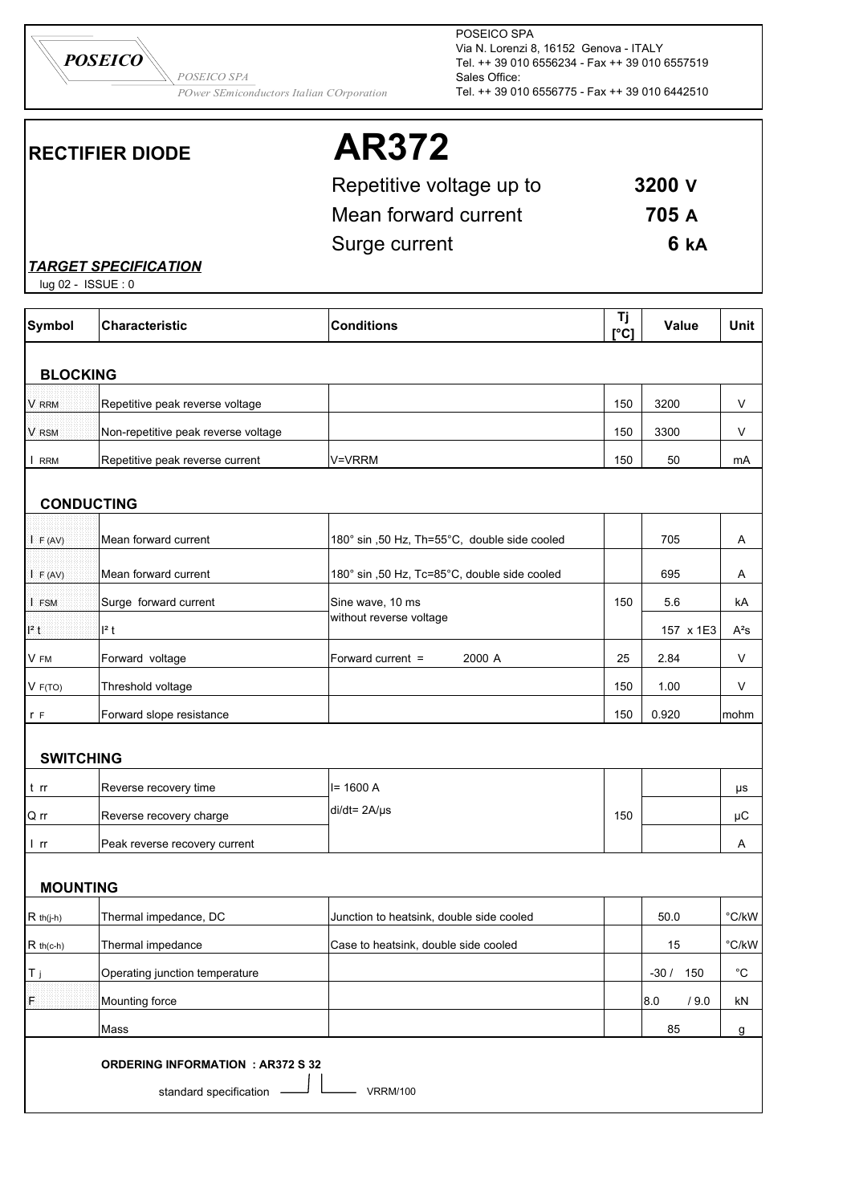**POSEICO**

*POSEICO SPA*
*POwer SEmiconductors Italian COrporation*

POSEICO SPA
Via N. Lorenzi 8, 16152 Genova - ITALY
Tel. ++ 39 010 6556234 - Fax ++ 39 010 6557519
Sales Office:
Tel. ++ 39 010 6556775 - Fax ++ 39 010 6442510

# RECTIFIER DIODE

# AR372

| | |
|---|---|
| Repetitive voltage up to | **3200 V** |
| Mean forward current | **705 A** |
| Surge current | **6 kA** |

***TARGET SPECIFICATION***

lug 02 - ISSUE : 0

| Symbol | Characteristic | Conditions | Tj [°C] | Value | Unit |
|---|---|---|---|---|---|
| **BLOCKING** | | | | | |
| $V_{RRM}$ | Repetitive peak reverse voltage | | 150 | 3200 | V |
| $V_{RSM}$ | Non-repetitive peak reverse voltage | | 150 | 3300 | V |
| $I_{RRM}$ | Repetitive peak reverse current | V=VRRM | 150 | 50 | mA |
| **CONDUCTING** | | | | | |
| $I_{F(AV)}$ | Mean forward current | 180° sin ,50 Hz, Th=55°C, double side cooled | | 705 | A |
| $I_{F(AV)}$ | Mean forward current | 180° sin ,50 Hz, Tc=85°C, double side cooled | | 695 | A |
| $I_{FSM}$ | Surge forward current | Sine wave, 10 ms | 150 | 5.6 | kA |
| $I^2t$ | $I^2t$ | without reverse voltage | | 157 x 1E3 | $A^2s$ |
| $V_{FM}$ | Forward voltage | Forward current = 2000 A | 25 | 2.84 | V |
| $V_{F(TO)}$ | Threshold voltage | | 150 | 1.00 | V |
| $r_F$ | Forward slope resistance | | 150 | 0.920 | mohm |
| **SWITCHING** | | | | | |
| $t_{rr}$ | Reverse recovery time | I= 1600 A | | | µs |
| $Q_{rr}$ | Reverse recovery charge | di/dt= 2A/µs | 150 | | µC |
| $I_{rr}$ | Peak reverse recovery current | | | | A |
| **MOUNTING** | | | | | |
| $R_{th(j-h)}$ | Thermal impedance, DC | Junction to heatsink, double side cooled | | 50.0 | °C/kW |
| $R_{th(c-h)}$ | Thermal impedance | Case to heatsink, double side cooled | | 15 | °C/kW |
| $T_j$ | Operating junction temperature | | | -30 / 150 | °C |
| F | Mounting force | | | 8.0 / 9.0 | kN |
| | Mass | | | 85 | g |

**ORDERING INFORMATION : AR372 S 32**

standard specification — S; VRRM/100 — 32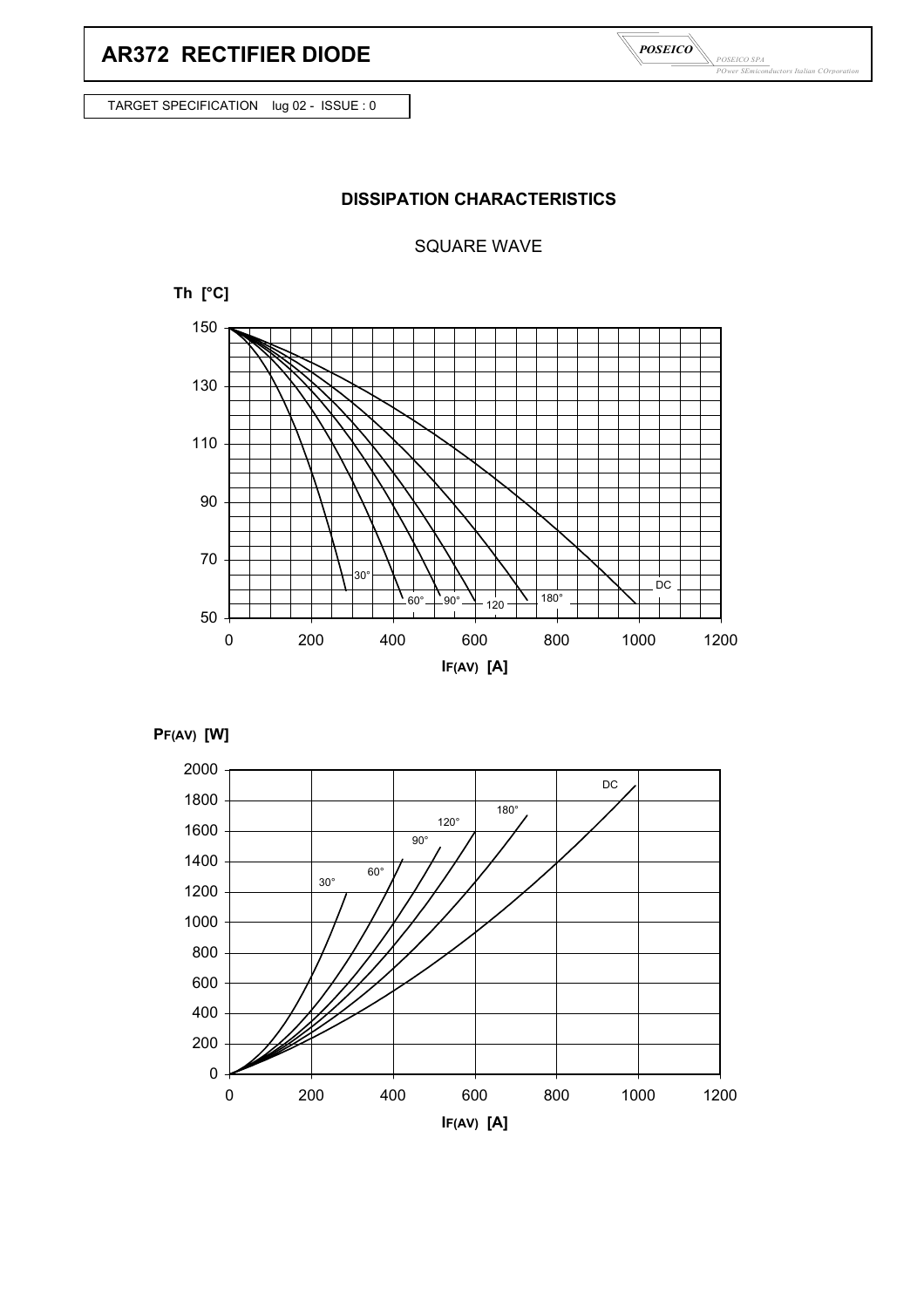# AR372 RECTIFIER DIODE

TARGET SPECIFICATION lug 02 - ISSUE : 0

## DISSIPATION CHARACTERISTICS

SQUARE WAVE

Th [°C]

30° 60° 90° 120 180° DC

$I_{F(AV)}$ [A]

$P_{F(AV)}$ [W]

30° 60° 90° 120° 180° DC

$I_{F(AV)}$ [A]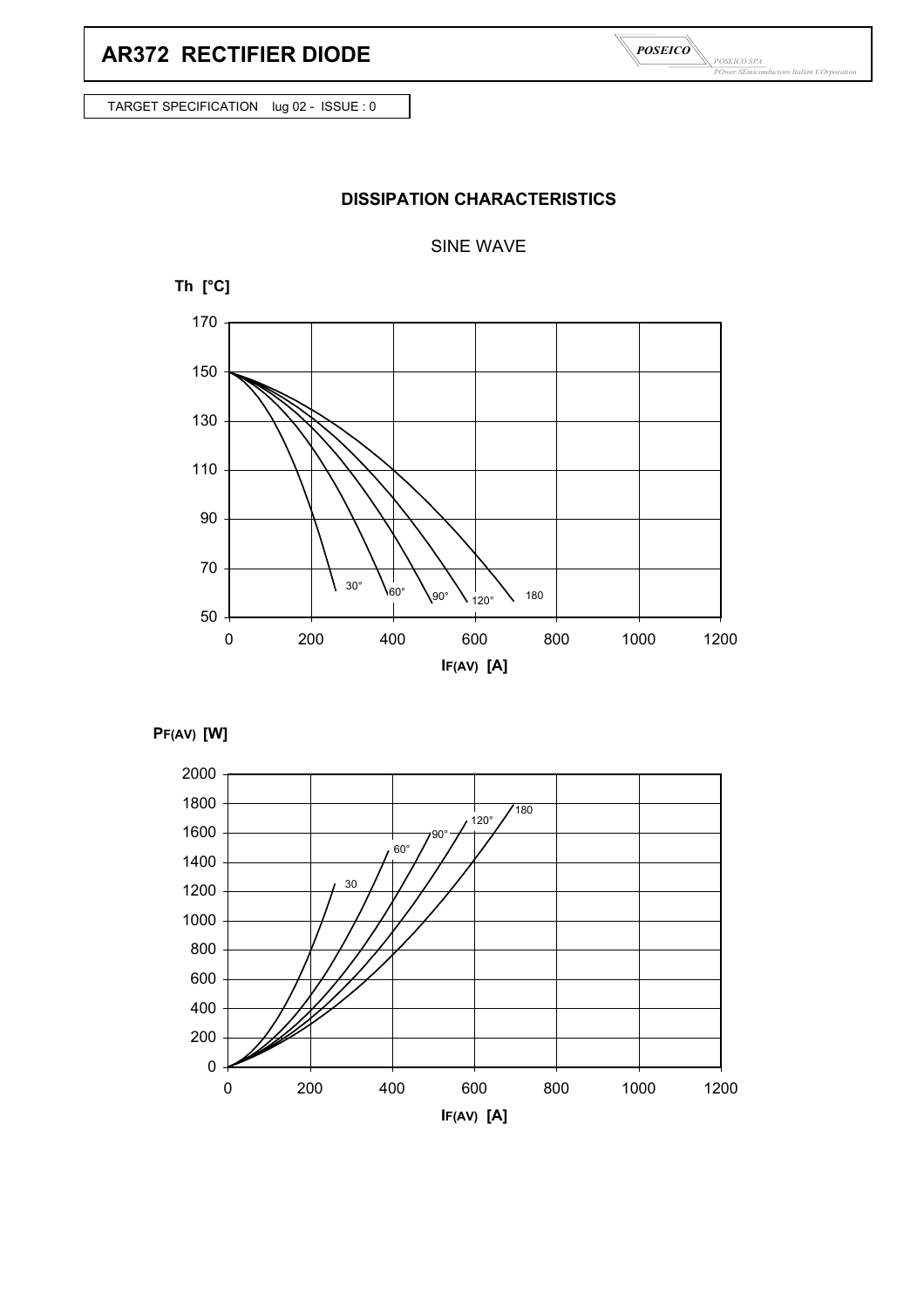# AR372 RECTIFIER DIODE

TARGET SPECIFICATION lug 02 - ISSUE : 0

## DISSIPATION CHARACTERISTICS

SINE WAVE

Th [°C]

$I_{F(AV)}$ [A]

$P_{F(AV)}$ [W]

$I_{F(AV)}$ [A]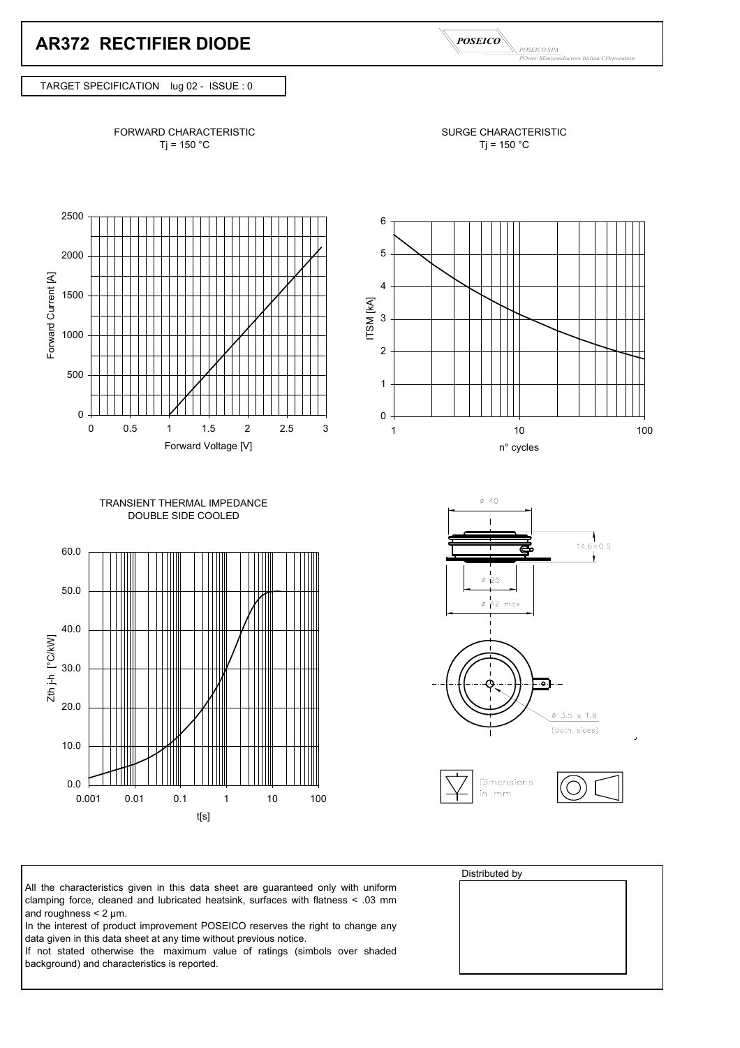# AR372 RECTIFIER DIODE

POSEICO
POSEICO SPA
POwer SEmiconductors Italian COrporation

TARGET SPECIFICATION lug 02 - ISSUE : 0

FORWARD CHARACTERISTIC
Tj = 150 °C

Forward Current [A]
2500
2000
1500
1000
500
0
0 0.5 1 1.5 2 2.5 3
Forward Voltage [V]

SURGE CHARACTERISTIC
Tj = 150 °C

ITSM [kA]
6
5
4
3
2
1
0
1 10 100
n° cycles

TRANSIENT THERMAL IMPEDANCE
DOUBLE SIDE COOLED

Zth j-h [°C/kW]
60.0
50.0
40.0
30.0
20.0
10.0
0.0
0.001 0.01 0.1 1 10 100
t[s]

ø 40
14.6±0.5
ø 25
ø 42 max
ø 3.5 x 1.8
(both sides)

Dimensions in mm

All the characteristics given in this data sheet are guaranteed only with uniform clamping force, cleaned and lubricated heatsink, surfaces with flatness < .03 mm and roughness < 2 µm.
In the interest of product improvement POSEICO reserves the right to change any data given in this data sheet at any time without previous notice.
If not stated otherwise the maximum value of ratings (simbols over shaded background) and characteristics is reported.

Distributed by